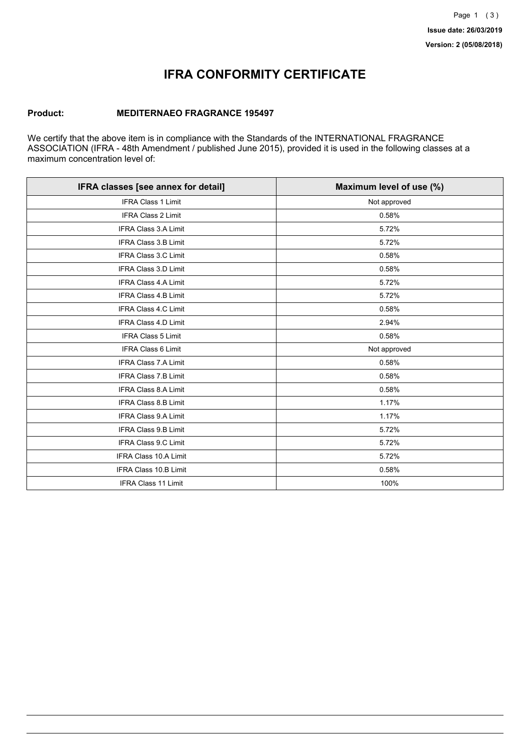Issue date: 26/03/2019

Version: 2 (05/08/2018)

# IFRA CONFORMITY CERTIFICATE

**Product:** **MEDITERNAEO FRAGRANCE 195497**

We certify that the above item is in compliance with the Standards of the INTERNATIONAL FRAGRANCE ASSOCIATION (IFRA - 48th Amendment / published June 2015), provided it is used in the following classes at a maximum concentration level of:

| IFRA classes [see annex for detail] | Maximum level of use (%) |
| --- | --- |
| IFRA Class 1 Limit | Not approved |
| IFRA Class 2 Limit | 0.58% |
| IFRA Class 3.A Limit | 5.72% |
| IFRA Class 3.B Limit | 5.72% |
| IFRA Class 3.C Limit | 0.58% |
| IFRA Class 3.D Limit | 0.58% |
| IFRA Class 4.A Limit | 5.72% |
| IFRA Class 4.B Limit | 5.72% |
| IFRA Class 4.C Limit | 0.58% |
| IFRA Class 4.D Limit | 2.94% |
| IFRA Class 5 Limit | 0.58% |
| IFRA Class 6 Limit | Not approved |
| IFRA Class 7.A Limit | 0.58% |
| IFRA Class 7.B Limit | 0.58% |
| IFRA Class 8.A Limit | 0.58% |
| IFRA Class 8.B Limit | 1.17% |
| IFRA Class 9.A Limit | 1.17% |
| IFRA Class 9.B Limit | 5.72% |
| IFRA Class 9.C Limit | 5.72% |
| IFRA Class 10.A Limit | 5.72% |
| IFRA Class 10.B Limit | 0.58% |
| IFRA Class 11 Limit | 100% |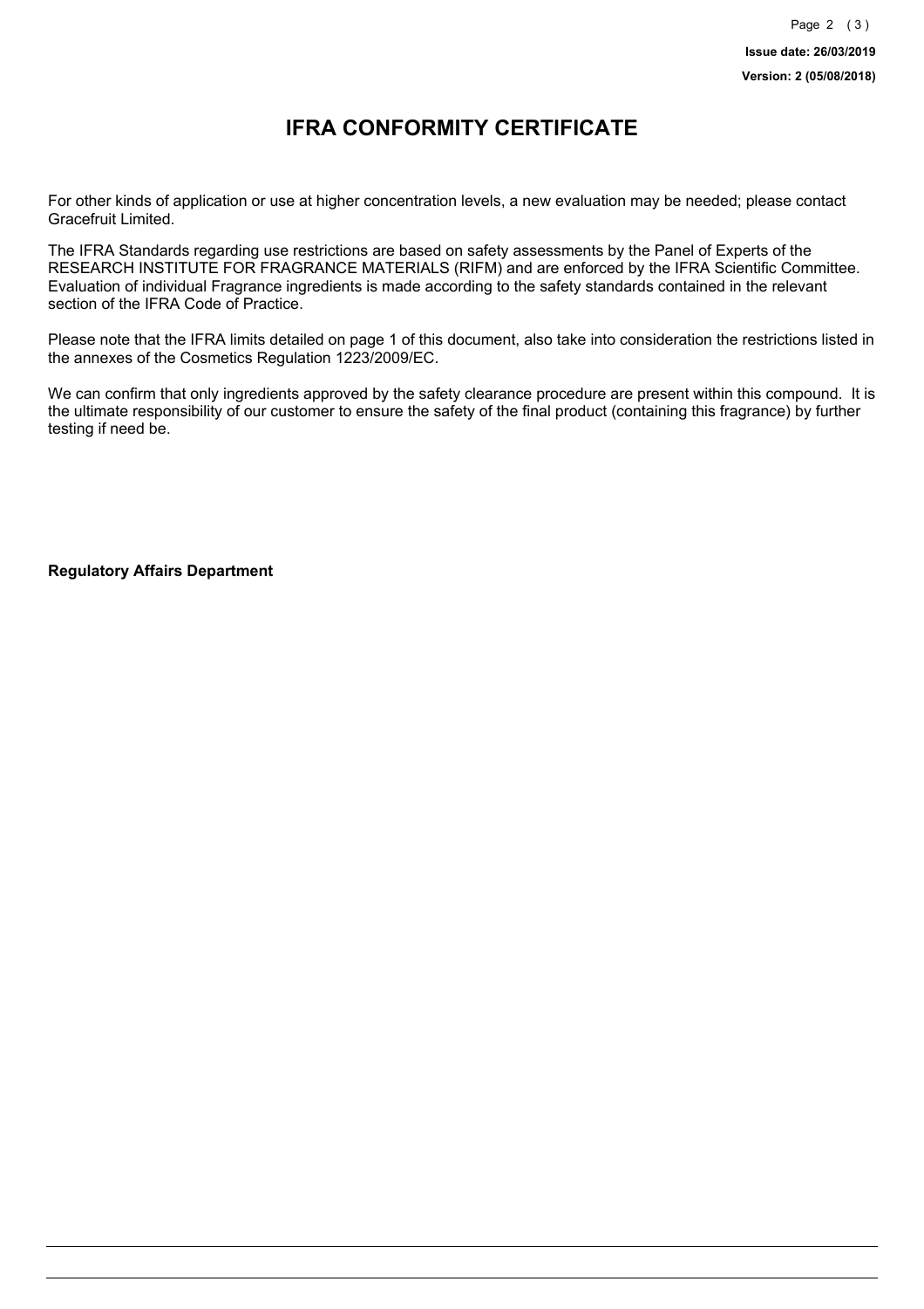# IFRA CONFORMITY CERTIFICATE

For other kinds of application or use at higher concentration levels, a new evaluation may be needed; please contact Gracefruit Limited.

The IFRA Standards regarding use restrictions are based on safety assessments by the Panel of Experts of the RESEARCH INSTITUTE FOR FRAGRANCE MATERIALS (RIFM) and are enforced by the IFRA Scientific Committee. Evaluation of individual Fragrance ingredients is made according to the safety standards contained in the relevant section of the IFRA Code of Practice.

Please note that the IFRA limits detailed on page 1 of this document, also take into consideration the restrictions listed in the annexes of the Cosmetics Regulation 1223/2009/EC.

We can confirm that only ingredients approved by the safety clearance procedure are present within this compound. It is the ultimate responsibility of our customer to ensure the safety of the final product (containing this fragrance) by further testing if need be.

**Regulatory Affairs Department**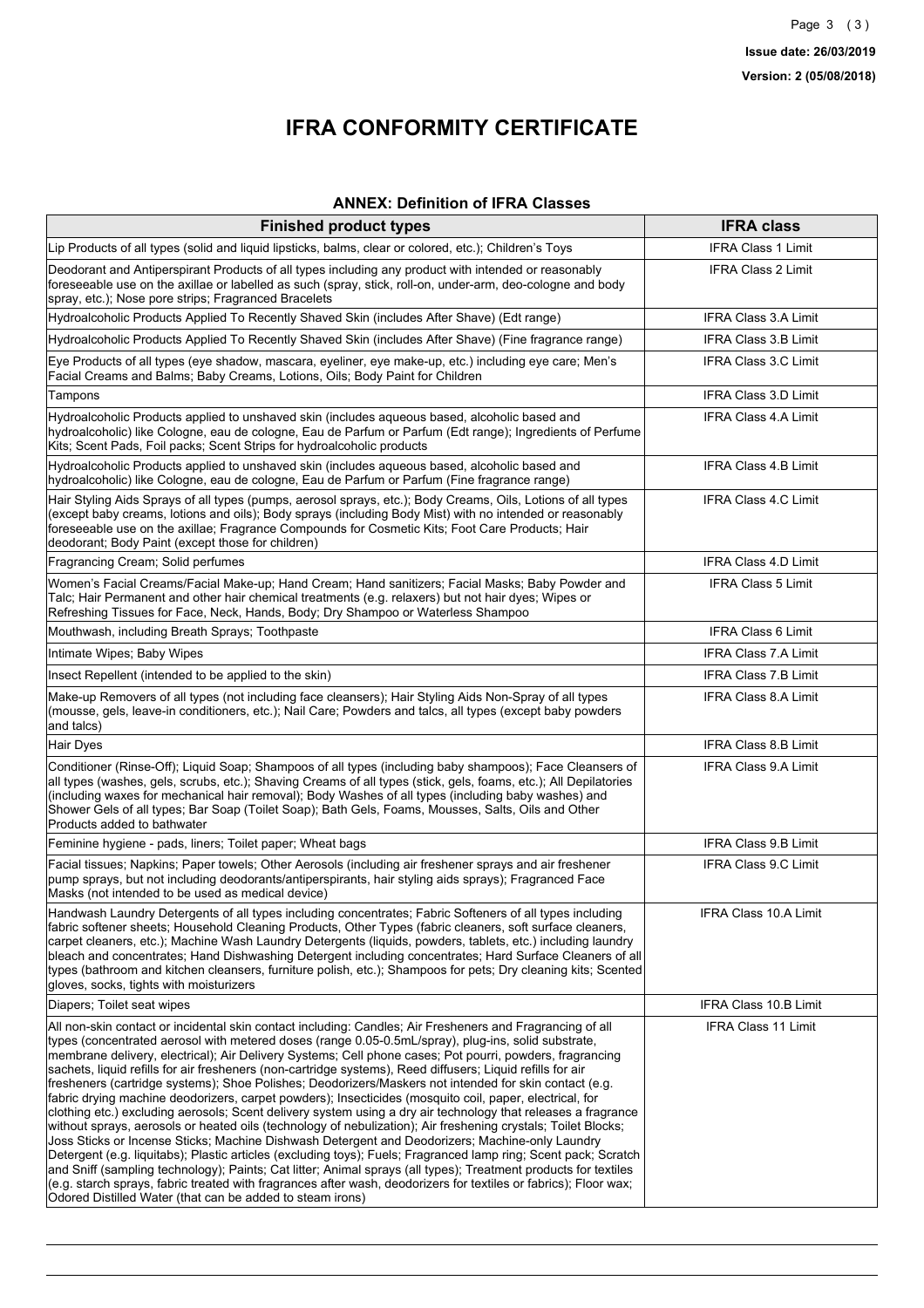# IFRA CONFORMITY CERTIFICATE

## ANNEX: Definition of IFRA Classes

| Finished product types | IFRA class |
|---|---|
| Lip Products of all types (solid and liquid lipsticks, balms, clear or colored, etc.); Children's Toys | IFRA Class 1 Limit |
| Deodorant and Antiperspirant Products of all types including any product with intended or reasonably foreseeable use on the axillae or labelled as such (spray, stick, roll-on, under-arm, deo-cologne and body spray, etc.); Nose pore strips; Fragranced Bracelets | IFRA Class 2 Limit |
| Hydroalcoholic Products Applied To Recently Shaved Skin (includes After Shave) (Edt range) | IFRA Class 3.A Limit |
| Hydroalcoholic Products Applied To Recently Shaved Skin (includes After Shave) (Fine fragrance range) | IFRA Class 3.B Limit |
| Eye Products of all types (eye shadow, mascara, eyeliner, eye make-up, etc.) including eye care; Men's Facial Creams and Balms; Baby Creams, Lotions, Oils; Body Paint for Children | IFRA Class 3.C Limit |
| Tampons | IFRA Class 3.D Limit |
| Hydroalcoholic Products applied to unshaved skin (includes aqueous based, alcoholic based and hydroalcoholic) like Cologne, eau de cologne, Eau de Parfum or Parfum (Edt range); Ingredients of Perfume Kits; Scent Pads, Foil packs; Scent Strips for hydroalcoholic products | IFRA Class 4.A Limit |
| Hydroalcoholic Products applied to unshaved skin (includes aqueous based, alcoholic based and hydroalcoholic) like Cologne, eau de cologne, Eau de Parfum or Parfum (Fine fragrance range) | IFRA Class 4.B Limit |
| Hair Styling Aids Sprays of all types (pumps, aerosol sprays, etc.); Body Creams, Oils, Lotions of all types (except baby creams, lotions and oils); Body sprays (including Body Mist) with no intended or reasonably foreseeable use on the axillae; Fragrance Compounds for Cosmetic Kits; Foot Care Products; Hair deodorant; Body Paint (except those for children) | IFRA Class 4.C Limit |
| Fragrancing Cream; Solid perfumes | IFRA Class 4.D Limit |
| Women's Facial Creams/Facial Make-up; Hand Cream; Hand sanitizers; Facial Masks; Baby Powder and Talc; Hair Permanent and other hair chemical treatments (e.g. relaxers) but not hair dyes; Wipes or Refreshing Tissues for Face, Neck, Hands, Body; Dry Shampoo or Waterless Shampoo | IFRA Class 5 Limit |
| Mouthwash, including Breath Sprays; Toothpaste | IFRA Class 6 Limit |
| Intimate Wipes; Baby Wipes | IFRA Class 7.A Limit |
| Insect Repellent (intended to be applied to the skin) | IFRA Class 7.B Limit |
| Make-up Removers of all types (not including face cleansers); Hair Styling Aids Non-Spray of all types (mousse, gels, leave-in conditioners, etc.); Nail Care; Powders and talcs, all types (except baby powders and talcs) | IFRA Class 8.A Limit |
| Hair Dyes | IFRA Class 8.B Limit |
| Conditioner (Rinse-Off); Liquid Soap; Shampoos of all types (including baby shampoos); Face Cleansers of all types (washes, gels, scrubs, etc.); Shaving Creams of all types (stick, gels, foams, etc.); All Depilatories (including waxes for mechanical hair removal); Body Washes of all types (including baby washes) and Shower Gels of all types; Bar Soap (Toilet Soap); Bath Gels, Foams, Mousses, Salts, Oils and Other Products added to bathwater | IFRA Class 9.A Limit |
| Feminine hygiene - pads, liners; Toilet paper; Wheat bags | IFRA Class 9.B Limit |
| Facial tissues; Napkins; Paper towels; Other Aerosols (including air freshener sprays and air freshener pump sprays, but not including deodorants/antiperspirants, hair styling aids sprays); Fragranced Face Masks (not intended to be used as medical device) | IFRA Class 9.C Limit |
| Handwash Laundry Detergents of all types including concentrates; Fabric Softeners of all types including fabric softener sheets; Household Cleaning Products, Other Types (fabric cleaners, soft surface cleaners, carpet cleaners, etc.); Machine Wash Laundry Detergents (liquids, powders, tablets, etc.) including laundry bleach and concentrates; Hand Dishwashing Detergent including concentrates; Hard Surface Cleaners of all types (bathroom and kitchen cleansers, furniture polish, etc.); Shampoos for pets; Dry cleaning kits; Scented gloves, socks, tights with moisturizers | IFRA Class 10.A Limit |
| Diapers; Toilet seat wipes | IFRA Class 10.B Limit |
| All non-skin contact or incidental skin contact including: Candles; Air Fresheners and Fragrancing of all types (concentrated aerosol with metered doses (range 0.05-0.5mL/spray), plug-ins, solid substrate, membrane delivery, electrical); Air Delivery Systems; Cell phone cases; Pot pourri, powders, fragrancing sachets, liquid refills for air fresheners (non-cartridge systems), Reed diffusers; Liquid refills for air fresheners (cartridge systems); Shoe Polishes; Deodorizers/Maskers not intended for skin contact (e.g. fabric drying machine deodorizers, carpet powders); Insecticides (mosquito coil, paper, electrical, for clothing etc.) excluding aerosols; Scent delivery system using a dry air technology that releases a fragrance without sprays, aerosols or heated oils (technology of nebulization); Air freshening crystals; Toilet Blocks; Joss Sticks or Incense Sticks; Machine Dishwash Detergent and Deodorizers; Machine-only Laundry Detergent (e.g. liquitabs); Plastic articles (excluding toys); Fuels; Fragranced lamp ring; Scent pack; Scratch and Sniff (sampling technology); Paints; Cat litter; Animal sprays (all types); Treatment products for textiles (e.g. starch sprays, fabric treated with fragrances after wash, deodorizers for textiles or fabrics); Floor wax; Odored Distilled Water (that can be added to steam irons) | IFRA Class 11 Limit |